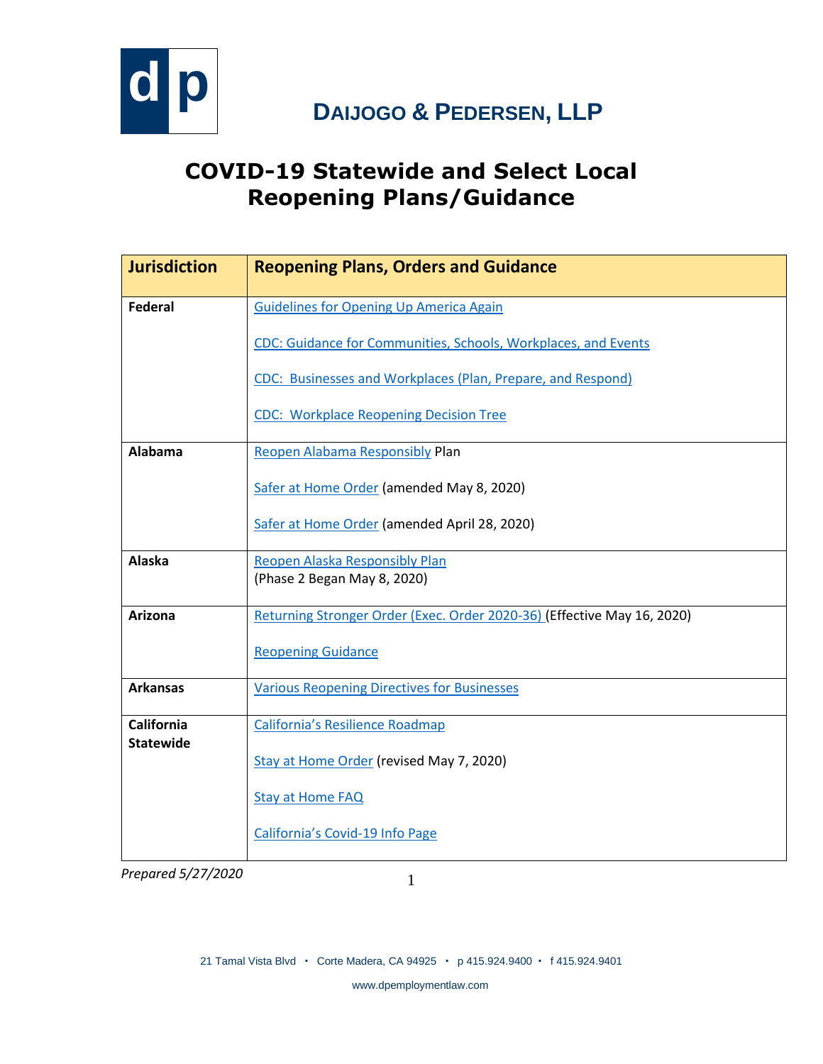# DAIJOGO & PEDERSEN, LLP

# COVID-19 Statewide and Select Local Reopening Plans/Guidance

| Jurisdiction | Reopening Plans, Orders and Guidance |
|---|---|
| **Federal** | Guidelines for Opening Up America Again<br><br>CDC: Guidance for Communities, Schools, Workplaces, and Events<br><br>CDC: Businesses and Workplaces (Plan, Prepare, and Respond)<br><br>CDC: Workplace Reopening Decision Tree |
| **Alabama** | Reopen Alabama Responsibly Plan<br><br>Safer at Home Order (amended May 8, 2020)<br><br>Safer at Home Order (amended April 28, 2020) |
| **Alaska** | Reopen Alaska Responsibly Plan<br>(Phase 2 Began May 8, 2020) |
| **Arizona** | Returning Stronger Order (Exec. Order 2020-36) (Effective May 16, 2020)<br><br>Reopening Guidance |
| **Arkansas** | Various Reopening Directives for Businesses |
| **California Statewide** | California's Resilience Roadmap<br><br>Stay at Home Order (revised May 7, 2020)<br><br>Stay at Home FAQ<br><br>California's Covid-19 Info Page |

*Prepared 5/27/2020*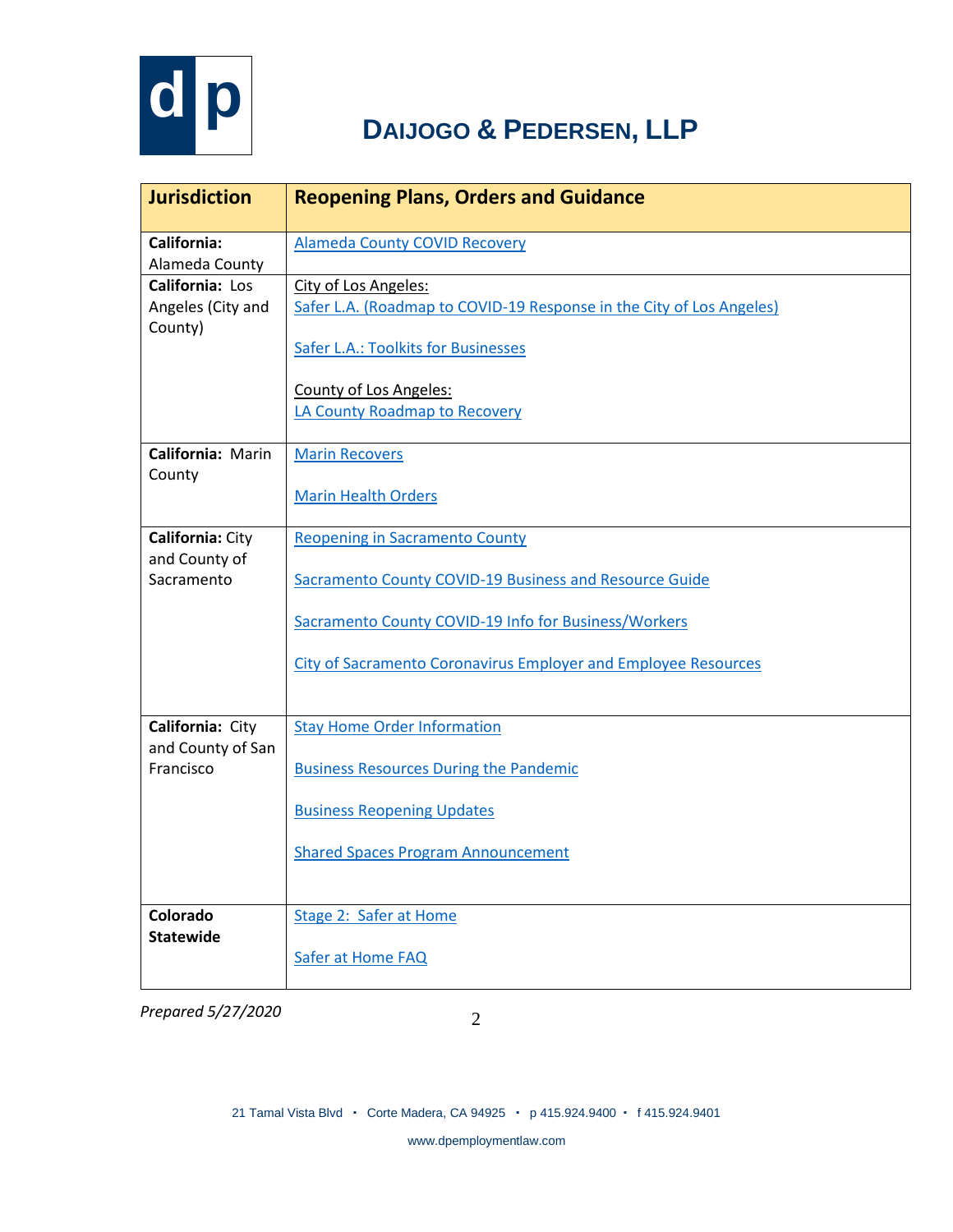| Jurisdiction | Reopening Plans, Orders and Guidance |
|---|---|
| **California:** Alameda County | Alameda County COVID Recovery |
| **California:** Los Angeles (City and County) | City of Los Angeles:<br>Safer L.A. (Roadmap to COVID-19 Response in the City of Los Angeles)<br><br>Safer L.A.: Toolkits for Businesses<br><br>County of Los Angeles:<br>LA County Roadmap to Recovery |
| **California:** Marin County | Marin Recovers<br><br>Marin Health Orders |
| **California:** City and County of Sacramento | Reopening in Sacramento County<br><br>Sacramento County COVID-19 Business and Resource Guide<br><br>Sacramento County COVID-19 Info for Business/Workers<br><br>City of Sacramento Coronavirus Employer and Employee Resources |
| **California:** City and County of San Francisco | Stay Home Order Information<br><br>Business Resources During the Pandemic<br><br>Business Reopening Updates<br><br>Shared Spaces Program Announcement |
| **Colorado Statewide** | Stage 2: Safer at Home<br><br>Safer at Home FAQ |

*Prepared 5/27/2020*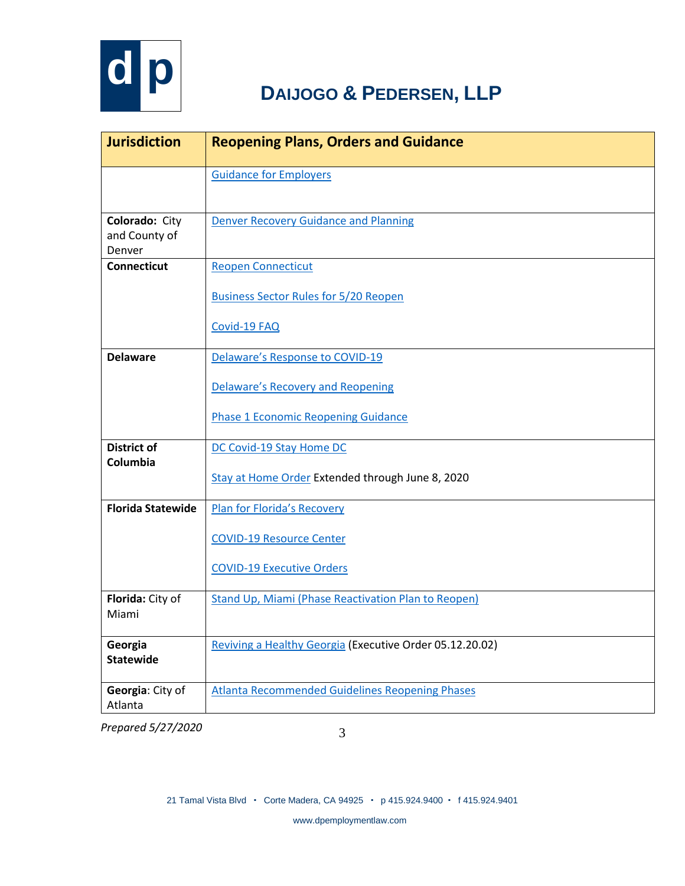| Jurisdiction | Reopening Plans, Orders and Guidance |
|---|---|
| | Guidance for Employers |
| **Colorado:** City and County of Denver | Denver Recovery Guidance and Planning |
| **Connecticut** | Reopen Connecticut<br><br>Business Sector Rules for 5/20 Reopen<br><br>Covid-19 FAQ |
| **Delaware** | Delaware's Response to COVID-19<br><br>Delaware's Recovery and Reopening<br><br>Phase 1 Economic Reopening Guidance |
| **District of Columbia** | DC Covid-19 Stay Home DC<br><br>Stay at Home Order Extended through June 8, 2020 |
| **Florida Statewide** | Plan for Florida's Recovery<br><br>COVID-19 Resource Center<br><br>COVID-19 Executive Orders |
| **Florida:** City of Miami | Stand Up, Miami (Phase Reactivation Plan to Reopen) |
| **Georgia Statewide** | Reviving a Healthy Georgia (Executive Order 05.12.20.02) |
| **Georgia**: City of Atlanta | Atlanta Recommended Guidelines Reopening Phases |

*Prepared 5/27/2020*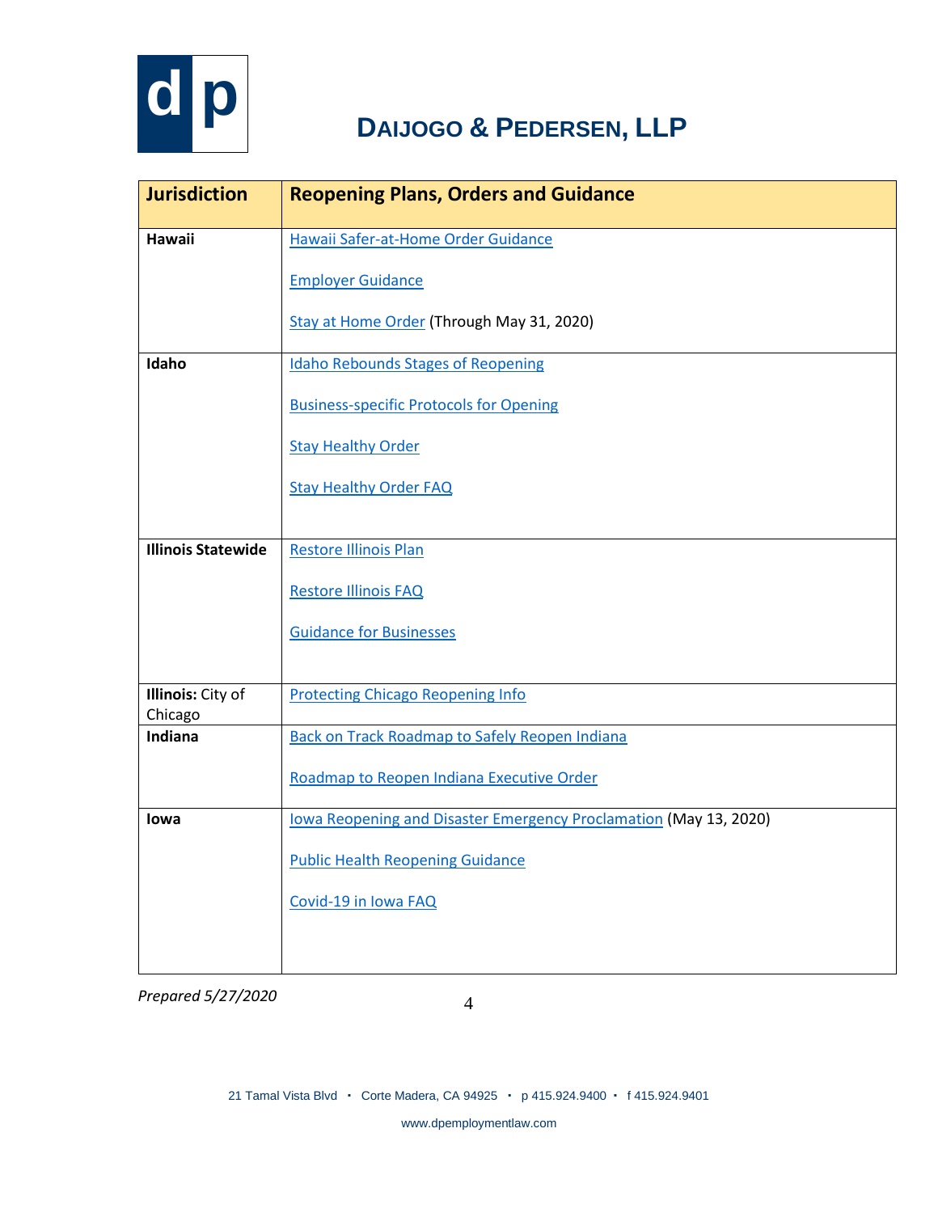| Jurisdiction | Reopening Plans, Orders and Guidance |
|---|---|
| **Hawaii** | Hawaii Safer-at-Home Order Guidance<br><br>Employer Guidance<br><br>Stay at Home Order (Through May 31, 2020) |
| **Idaho** | Idaho Rebounds Stages of Reopening<br><br>Business-specific Protocols for Opening<br><br>Stay Healthy Order<br><br>Stay Healthy Order FAQ |
| **Illinois Statewide** | Restore Illinois Plan<br><br>Restore Illinois FAQ<br><br>Guidance for Businesses |
| **Illinois:** City of Chicago | Protecting Chicago Reopening Info |
| **Indiana** | Back on Track Roadmap to Safely Reopen Indiana<br><br>Roadmap to Reopen Indiana Executive Order |
| **Iowa** | Iowa Reopening and Disaster Emergency Proclamation (May 13, 2020)<br><br>Public Health Reopening Guidance<br><br>Covid-19 in Iowa FAQ |

*Prepared 5/27/2020*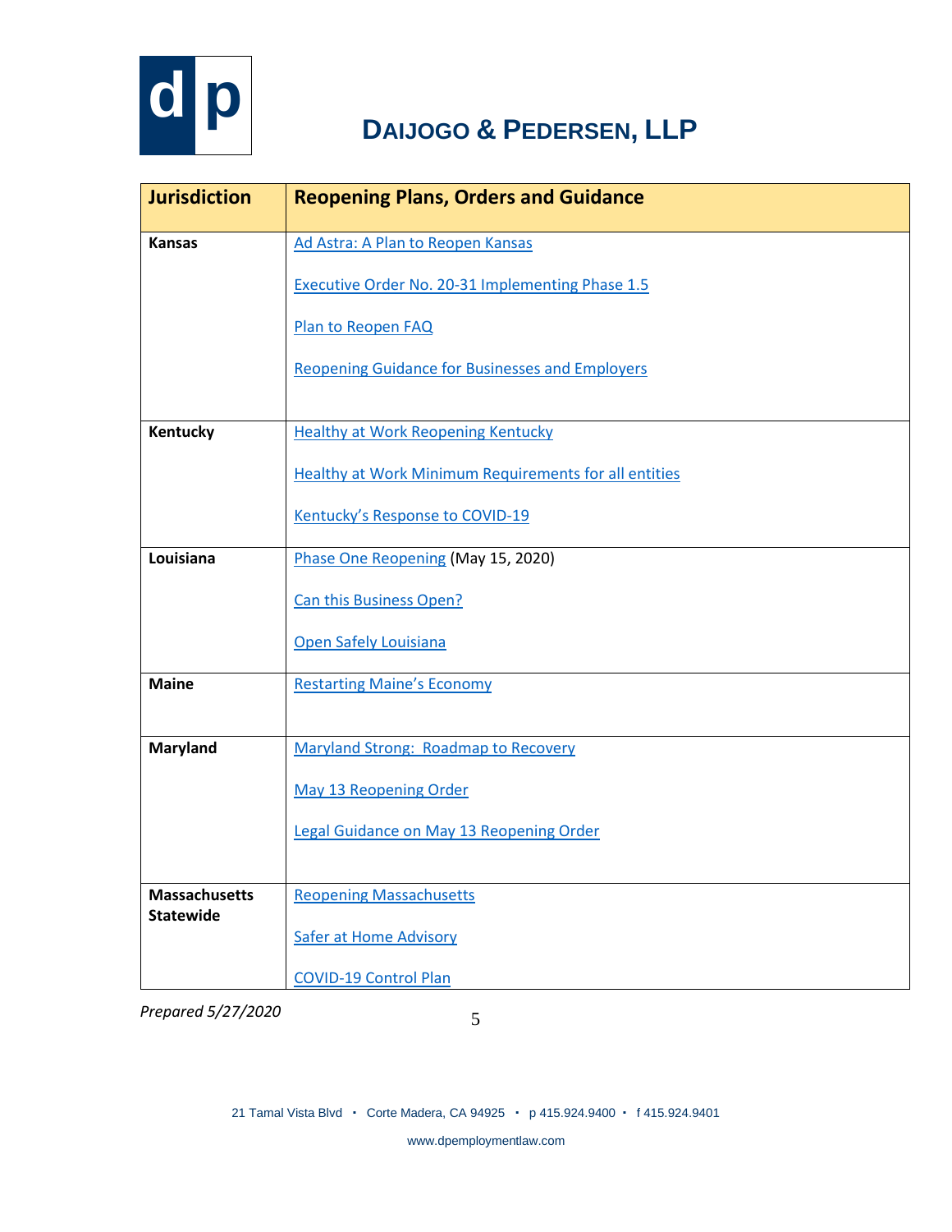| Jurisdiction | Reopening Plans, Orders and Guidance |
|---|---|
| **Kansas** | Ad Astra: A Plan to Reopen Kansas<br><br>Executive Order No. 20-31 Implementing Phase 1.5<br><br>Plan to Reopen FAQ<br><br>Reopening Guidance for Businesses and Employers |
| **Kentucky** | Healthy at Work Reopening Kentucky<br><br>Healthy at Work Minimum Requirements for all entities<br><br>Kentucky's Response to COVID-19 |
| **Louisiana** | Phase One Reopening (May 15, 2020)<br><br>Can this Business Open?<br><br>Open Safely Louisiana |
| **Maine** | Restarting Maine's Economy |
| **Maryland** | Maryland Strong: Roadmap to Recovery<br><br>May 13 Reopening Order<br><br>Legal Guidance on May 13 Reopening Order |
| **Massachusetts Statewide** | Reopening Massachusetts<br><br>Safer at Home Advisory<br><br>COVID-19 Control Plan |

*Prepared 5/27/2020*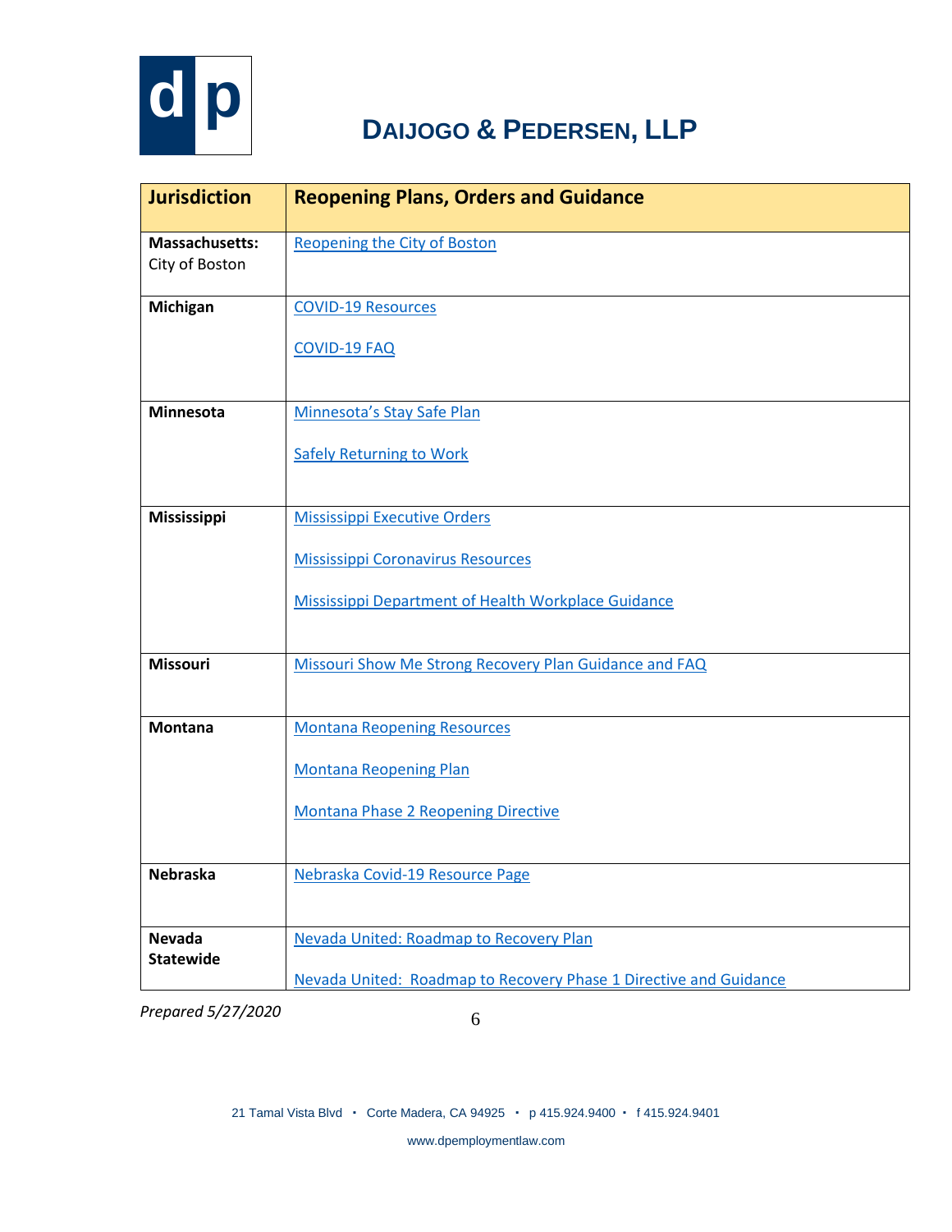| Jurisdiction | Reopening Plans, Orders and Guidance |
|---|---|
| **Massachusetts:** City of Boston | Reopening the City of Boston |
| **Michigan** | COVID-19 Resources<br><br>COVID-19 FAQ |
| **Minnesota** | Minnesota's Stay Safe Plan<br><br>Safely Returning to Work |
| **Mississippi** | Mississippi Executive Orders<br><br>Mississippi Coronavirus Resources<br><br>Mississippi Department of Health Workplace Guidance |
| **Missouri** | Missouri Show Me Strong Recovery Plan Guidance and FAQ |
| **Montana** | Montana Reopening Resources<br><br>Montana Reopening Plan<br><br>Montana Phase 2 Reopening Directive |
| **Nebraska** | Nebraska Covid-19 Resource Page |
| **Nevada Statewide** | Nevada United: Roadmap to Recovery Plan<br><br>Nevada United: Roadmap to Recovery Phase 1 Directive and Guidance |

*Prepared 5/27/2020*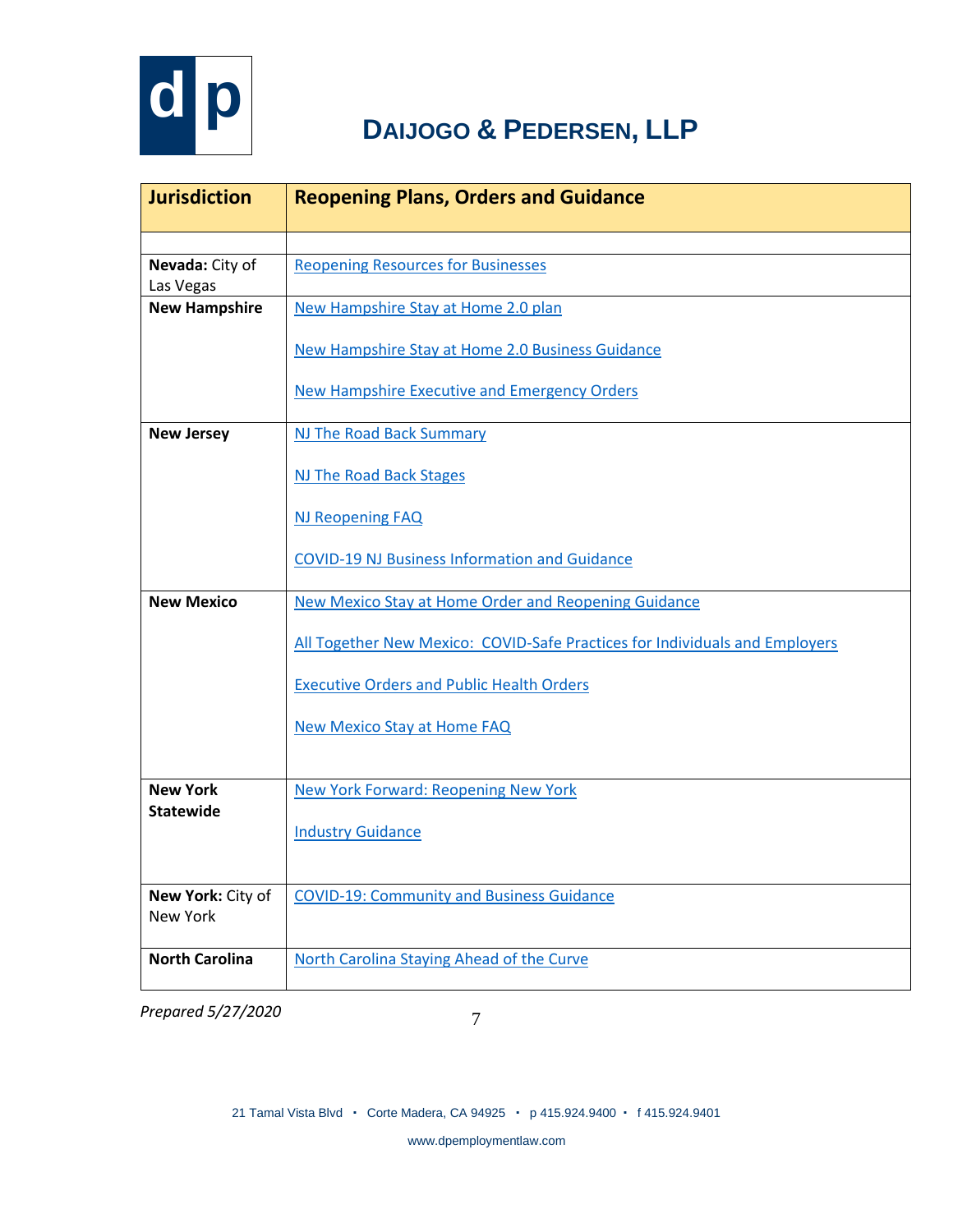| Jurisdiction | Reopening Plans, Orders and Guidance |
|---|---|
| | |
| **Nevada:** City of Las Vegas | Reopening Resources for Businesses |
| **New Hampshire** | New Hampshire Stay at Home 2.0 plan<br><br>New Hampshire Stay at Home 2.0 Business Guidance<br><br>New Hampshire Executive and Emergency Orders |
| **New Jersey** | NJ The Road Back Summary<br><br>NJ The Road Back Stages<br><br>NJ Reopening FAQ<br><br>COVID-19 NJ Business Information and Guidance |
| **New Mexico** | New Mexico Stay at Home Order and Reopening Guidance<br><br>All Together New Mexico: COVID-Safe Practices for Individuals and Employers<br><br>Executive Orders and Public Health Orders<br><br>New Mexico Stay at Home FAQ |
| **New York Statewide** | New York Forward: Reopening New York<br><br>Industry Guidance |
| **New York:** City of New York | COVID-19: Community and Business Guidance |
| **North Carolina** | North Carolina Staying Ahead of the Curve |

*Prepared 5/27/2020*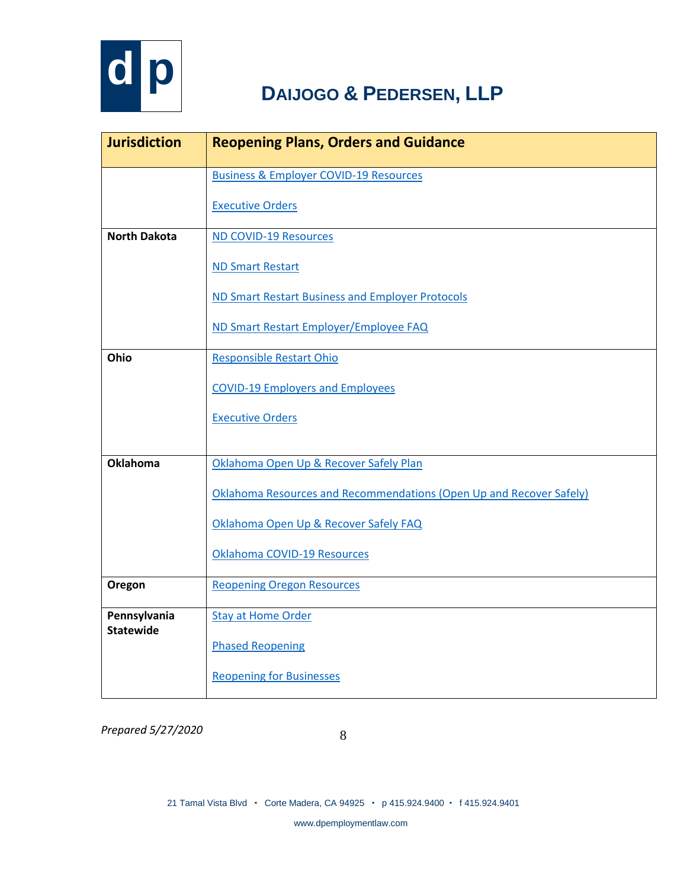| Jurisdiction | Reopening Plans, Orders and Guidance |
|---|---|
| | Business & Employer COVID-19 Resources<br><br>Executive Orders |
| **North Dakota** | ND COVID-19 Resources<br><br>ND Smart Restart<br><br>ND Smart Restart Business and Employer Protocols<br><br>ND Smart Restart Employer/Employee FAQ |
| **Ohio** | Responsible Restart Ohio<br><br>COVID-19 Employers and Employees<br><br>Executive Orders |
| **Oklahoma** | Oklahoma Open Up & Recover Safely Plan<br><br>Oklahoma Resources and Recommendations (Open Up and Recover Safely)<br><br>Oklahoma Open Up & Recover Safely FAQ<br><br>Oklahoma COVID-19 Resources |
| **Oregon** | Reopening Oregon Resources |
| **Pennsylvania Statewide** | Stay at Home Order<br><br>Phased Reopening<br><br>Reopening for Businesses |

*Prepared 5/27/2020*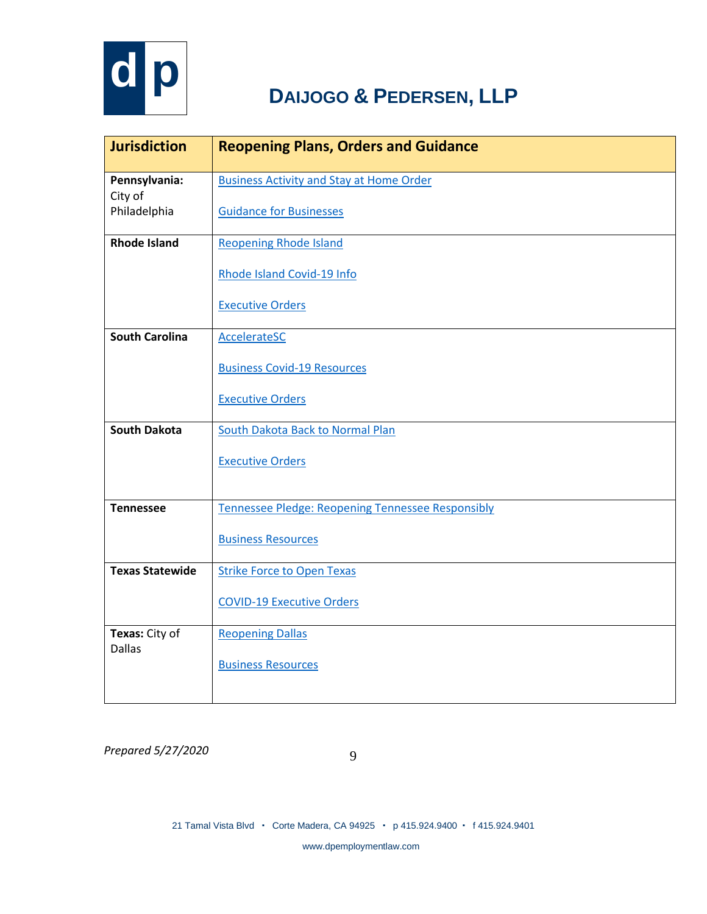| Jurisdiction | Reopening Plans, Orders and Guidance |
|---|---|
| **Pennsylvania:** City of Philadelphia | Business Activity and Stay at Home Order<br><br>Guidance for Businesses |
| **Rhode Island** | Reopening Rhode Island<br><br>Rhode Island Covid-19 Info<br><br>Executive Orders |
| **South Carolina** | AccelerateSC<br><br>Business Covid-19 Resources<br><br>Executive Orders |
| **South Dakota** | South Dakota Back to Normal Plan<br><br>Executive Orders |
| **Tennessee** | Tennessee Pledge: Reopening Tennessee Responsibly<br><br>Business Resources |
| **Texas Statewide** | Strike Force to Open Texas<br><br>COVID-19 Executive Orders |
| **Texas:** City of Dallas | Reopening Dallas<br><br>Business Resources |

*Prepared 5/27/2020*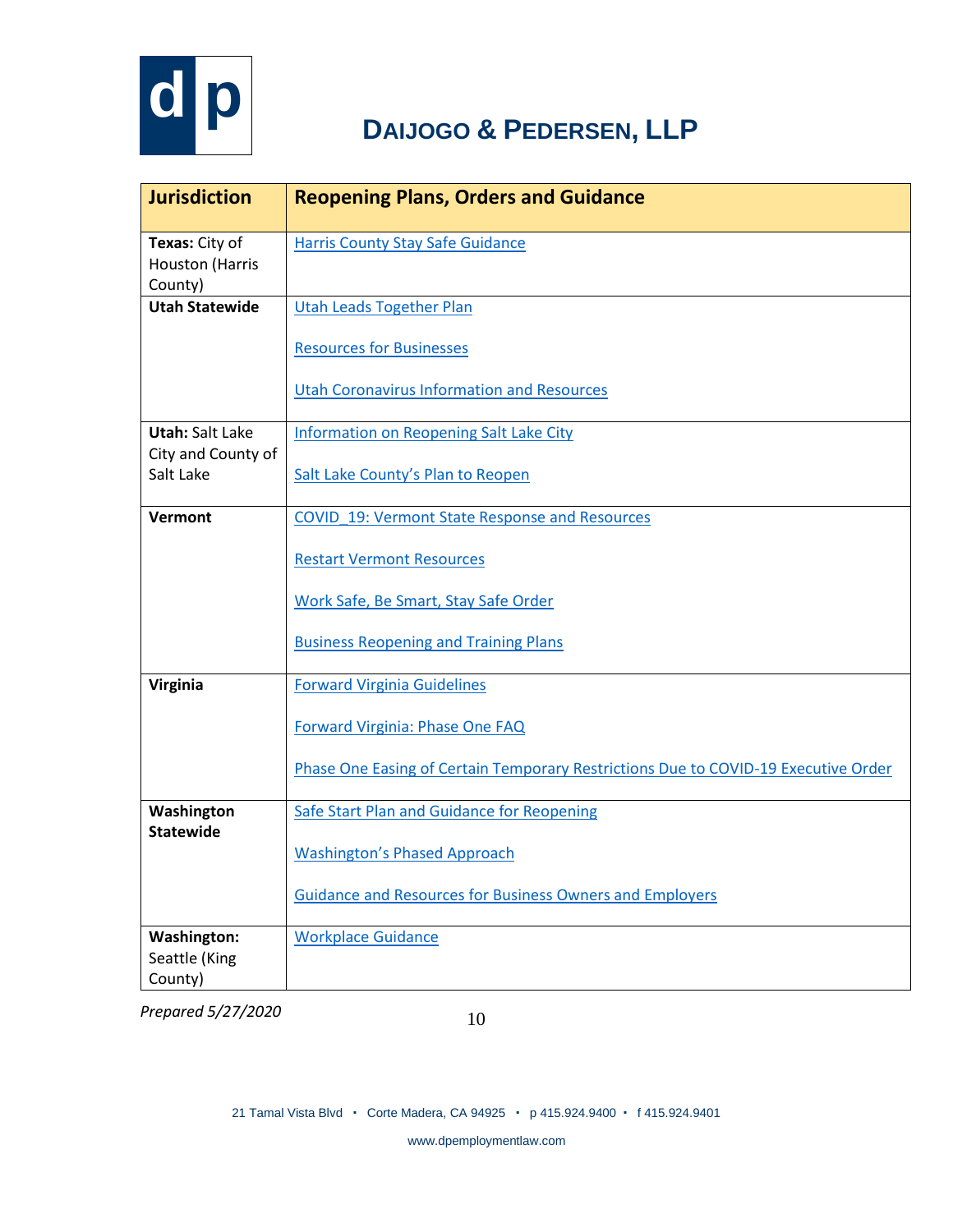**DAIJOGO & PEDERSEN, LLP**

| Jurisdiction | Reopening Plans, Orders and Guidance |
|---|---|
| **Texas:** City of Houston (Harris County) | Harris County Stay Safe Guidance |
| **Utah Statewide** | Utah Leads Together Plan<br><br>Resources for Businesses<br><br>Utah Coronavirus Information and Resources |
| **Utah:** Salt Lake City and County of Salt Lake | Information on Reopening Salt Lake City<br><br>Salt Lake County's Plan to Reopen |
| **Vermont** | COVID_19: Vermont State Response and Resources<br><br>Restart Vermont Resources<br><br>Work Safe, Be Smart, Stay Safe Order<br><br>Business Reopening and Training Plans |
| **Virginia** | Forward Virginia Guidelines<br><br>Forward Virginia: Phase One FAQ<br><br>Phase One Easing of Certain Temporary Restrictions Due to COVID-19 Executive Order |
| **Washington Statewide** | Safe Start Plan and Guidance for Reopening<br><br>Washington's Phased Approach<br><br>Guidance and Resources for Business Owners and Employers |
| **Washington:** Seattle (King County) | Workplace Guidance |

*Prepared 5/27/2020*

21 Tamal Vista Blvd · Corte Madera, CA 94925 · p 415.924.9400 · f 415.924.9401

www.dpemploymentlaw.com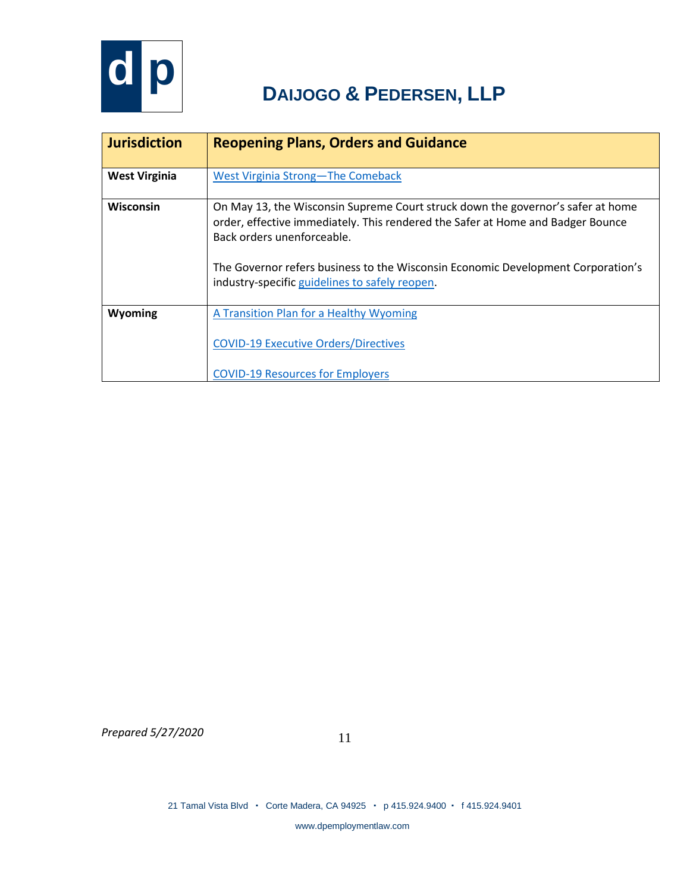| Jurisdiction | Reopening Plans, Orders and Guidance |
|---|---|
| **West Virginia** | West Virginia Strong—The Comeback |
| **Wisconsin** | On May 13, the Wisconsin Supreme Court struck down the governor's safer at home order, effective immediately. This rendered the Safer at Home and Badger Bounce Back orders unenforceable.<br><br>The Governor refers business to the Wisconsin Economic Development Corporation's industry-specific guidelines to safely reopen. |
| **Wyoming** | A Transition Plan for a Healthy Wyoming<br><br>COVID-19 Executive Orders/Directives<br><br>COVID-19 Resources for Employers |

*Prepared 5/27/2020*